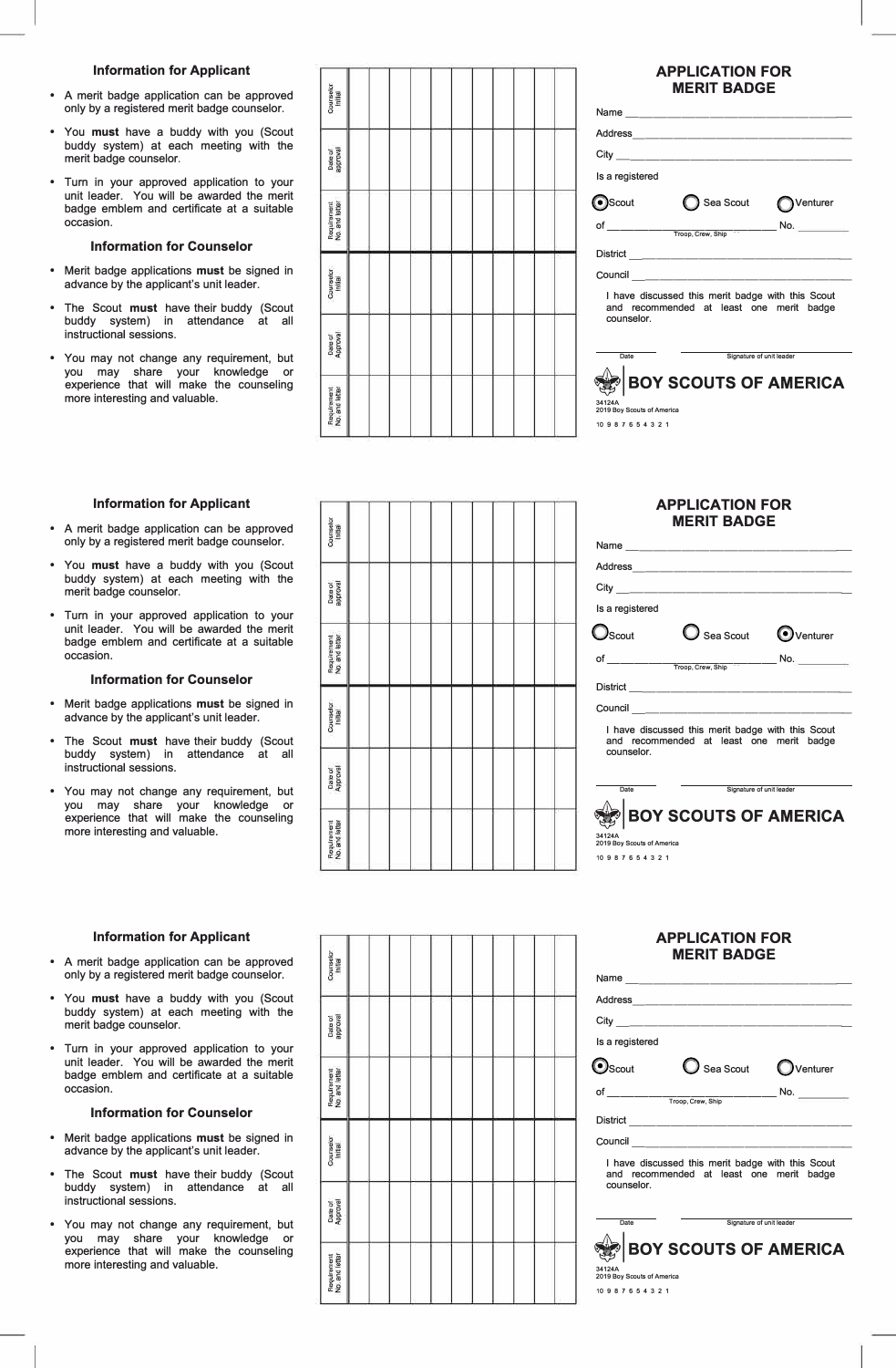### Information for Applicant

- A merit badge application can be approved only by a registered merit badge counselor.
- You **must** have a buddy with you (Scout buddy system) at each meeting with the merit badge counselor.
- Turn in your approved application to your unit leader. You will be awarded the merit badge emblem and certificate at a suitable occasion.

### Information for Counselor

- Merit badge applications **must** be signed in advance by the applicant's unit leader.
- The Scout **must** have their buddy (Scout buddy system) in attendance at all instructional sessions.
- You may not change any requirement, but you may share your knowledge or experience that will make the counseling more interesting and valuable.

| | | | | | | | | | | | |
|---|---|---|---|---|---|---|---|---|---|---|---|
| Counselor Initial | | | | | | | | | | | |
| Date of approval | | | | | | | | | | | |
| Requirement No. and letter | | | | | | | | | | | |
| Counselor Initial | | | | | | | | | | | |
| Date of Approval | | | | | | | | | | | |
| Requirement No. and letter | | | | | | | | | | | |

## APPLICATION FOR MERIT BADGE

Name ______________________________

Address ______________________________

City ______________________________

Is a registered

(•) Scout ( ) Sea Scout ( ) Venturer

of ______________________ No. ________
Troop, Crew, Ship

District ______________________________

Council ______________________________

I have discussed this merit badge with this Scout and recommended at least one merit badge counselor.

______________ ______________________
Date Signature of unit leader

**BOY SCOUTS OF AMERICA**

34124A
2019 Boy Scouts of America
10 9 8 7 6 5 4 3 2 1

---

### Information for Applicant

- A merit badge application can be approved only by a registered merit badge counselor.
- You **must** have a buddy with you (Scout buddy system) at each meeting with the merit badge counselor.
- Turn in your approved application to your unit leader. You will be awarded the merit badge emblem and certificate at a suitable occasion.

### Information for Counselor

- Merit badge applications **must** be signed in advance by the applicant's unit leader.
- The Scout **must** have their buddy (Scout buddy system) in attendance at all instructional sessions.
- You may not change any requirement, but you may share your knowledge or experience that will make the counseling more interesting and valuable.

| | | | | | | | | | | | |
|---|---|---|---|---|---|---|---|---|---|---|---|
| Counselor Initial | | | | | | | | | | | |
| Date of approval | | | | | | | | | | | |
| Requirement No. and letter | | | | | | | | | | | |
| Counselor Initial | | | | | | | | | | | |
| Date of Approval | | | | | | | | | | | |
| Requirement No. and letter | | | | | | | | | | | |

## APPLICATION FOR MERIT BADGE

Name ______________________________

Address ______________________________

City ______________________________

Is a registered

( ) Scout ( ) Sea Scout (•) Venturer

of ______________________ No. ________
Troop, Crew, Ship

District ______________________________

Council ______________________________

I have discussed this merit badge with this Scout and recommended at least one merit badge counselor.

______________ ______________________
Date Signature of unit leader

**BOY SCOUTS OF AMERICA**

34124A
2019 Boy Scouts of America
10 9 8 7 6 5 4 3 2 1

---

### Information for Applicant

- A merit badge application can be approved only by a registered merit badge counselor.
- You **must** have a buddy with you (Scout buddy system) at each meeting with the merit badge counselor.
- Turn in your approved application to your unit leader. You will be awarded the merit badge emblem and certificate at a suitable occasion.

### Information for Counselor

- Merit badge applications **must** be signed in advance by the applicant's unit leader.
- The Scout **must** have their buddy (Scout buddy system) in attendance at all instructional sessions.
- You may not change any requirement, but you may share your knowledge or experience that will make the counseling more interesting and valuable.

| | | | | | | | | | | | |
|---|---|---|---|---|---|---|---|---|---|---|---|
| Counselor Initial | | | | | | | | | | | |
| Date of approval | | | | | | | | | | | |
| Requirement No. and letter | | | | | | | | | | | |
| Counselor Initial | | | | | | | | | | | |
| Date of Approval | | | | | | | | | | | |
| Requirement No. and letter | | | | | | | | | | | |

## APPLICATION FOR MERIT BADGE

Name ______________________________

Address ______________________________

City ______________________________

Is a registered

(•) Scout ( ) Sea Scout ( ) Venturer

of ______________________ No. ________
Troop, Crew, Ship

District ______________________________

Council ______________________________

I have discussed this merit badge with this Scout and recommended at least one merit badge counselor.

______________ ______________________
Date Signature of unit leader

**BOY SCOUTS OF AMERICA**

34124A
2019 Boy Scouts of America
10 9 8 7 6 5 4 3 2 1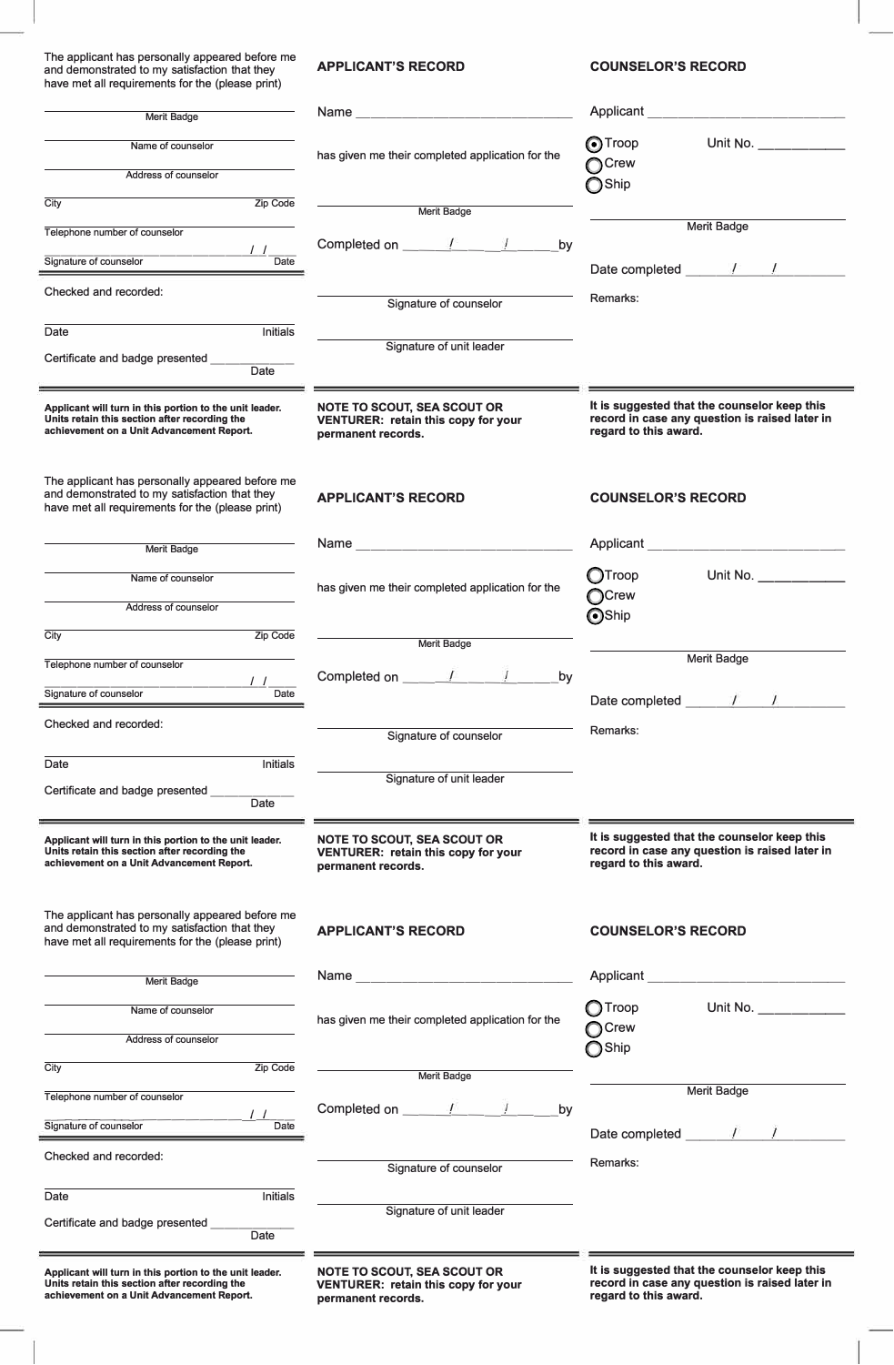The applicant has personally appeared before me and demonstrated to my satisfaction that they have met all requirements for the (please print)

Merit Badge

Name of counselor

Address of counselor

City Zip Code

Telephone number of counselor

Signature of counselor Date / /

Checked and recorded:

Date Initials

Certificate and badge presented ____________
Date

**Applicant will turn in this portion to the unit leader. Units retain this section after recording the achievement on a Unit Advancement Report.**

**APPLICANT'S RECORD**

Name ______________________________

has given me their completed application for the

Merit Badge

Completed on ______/______/______by

Signature of counselor

Signature of unit leader

**NOTE TO SCOUT, SEA SCOUT OR VENTURER: retain this copy for your permanent records.**

**COUNSELOR'S RECORD**

Applicant ______________________________

- [x] Troop
- [ ] Crew
- [ ] Ship

Unit No. ____________

Merit Badge

Date completed ______/______/______

Remarks:

**It is suggested that the counselor keep this record in case any question is raised later in regard to this award.**

---

The applicant has personally appeared before me and demonstrated to my satisfaction that they have met all requirements for the (please print)

Merit Badge

Name of counselor

Address of counselor

City Zip Code

Telephone number of counselor

Signature of counselor Date / /

Checked and recorded:

Date Initials

Certificate and badge presented ____________
Date

**Applicant will turn in this portion to the unit leader. Units retain this section after recording the achievement on a Unit Advancement Report.**

**APPLICANT'S RECORD**

Name ______________________________

has given me their completed application for the

Merit Badge

Completed on ______/______/______by

Signature of counselor

Signature of unit leader

**NOTE TO SCOUT, SEA SCOUT OR VENTURER: retain this copy for your permanent records.**

**COUNSELOR'S RECORD**

Applicant ______________________________

- [ ] Troop
- [ ] Crew
- [x] Ship

Unit No. ____________

Merit Badge

Date completed ______/______/______

Remarks:

**It is suggested that the counselor keep this record in case any question is raised later in regard to this award.**

---

The applicant has personally appeared before me and demonstrated to my satisfaction that they have met all requirements for the (please print)

Merit Badge

Name of counselor

Address of counselor

City Zip Code

Telephone number of counselor

Signature of counselor Date / /

Checked and recorded:

Date Initials

Certificate and badge presented ____________
Date

**Applicant will turn in this portion to the unit leader. Units retain this section after recording the achievement on a Unit Advancement Report.**

**APPLICANT'S RECORD**

Name ______________________________

has given me their completed application for the

Merit Badge

Completed on ______/______/______by

Signature of counselor

Signature of unit leader

**NOTE TO SCOUT, SEA SCOUT OR VENTURER: retain this copy for your permanent records.**

**COUNSELOR'S RECORD**

Applicant ______________________________

- [ ] Troop
- [ ] Crew
- [ ] Ship

Unit No. ____________

Merit Badge

Date completed ______/______/______

Remarks:

**It is suggested that the counselor keep this record in case any question is raised later in regard to this award.**